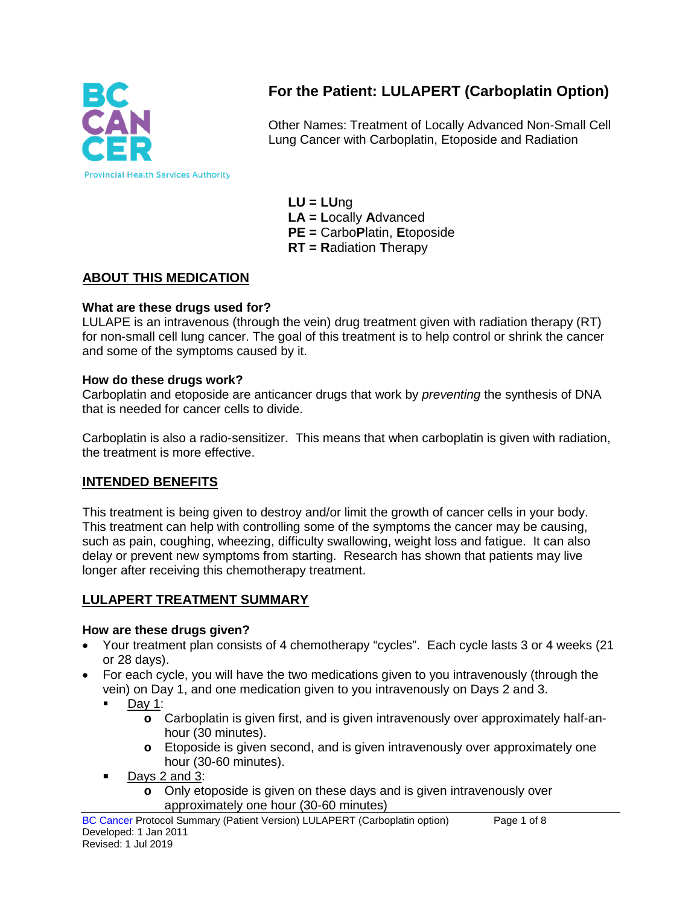# For the Patient: LULAPERT (Carboplatin Option)

Other Names: Treatment of Locally Advanced Non-Small Cell Lung Cancer with Carboplatin, Etoposide and Radiation

**LU = LU**ng
**LA = L**ocally **A**dvanced
**PE =** Carbo**P**latin, **E**toposide
**RT = R**adiation **T**herapy

## ABOUT THIS MEDICATION

### What are these drugs used for?

LULAPE is an intravenous (through the vein) drug treatment given with radiation therapy (RT) for non-small cell lung cancer. The goal of this treatment is to help control or shrink the cancer and some of the symptoms caused by it.

### How do these drugs work?

Carboplatin and etoposide are anticancer drugs that work by *preventing* the synthesis of DNA that is needed for cancer cells to divide.

Carboplatin is also a radio-sensitizer. This means that when carboplatin is given with radiation, the treatment is more effective.

## INTENDED BENEFITS

This treatment is being given to destroy and/or limit the growth of cancer cells in your body. This treatment can help with controlling some of the symptoms the cancer may be causing, such as pain, coughing, wheezing, difficulty swallowing, weight loss and fatigue. It can also delay or prevent new symptoms from starting. Research has shown that patients may live longer after receiving this chemotherapy treatment.

## LULAPERT TREATMENT SUMMARY

### How are these drugs given?

- Your treatment plan consists of 4 chemotherapy "cycles". Each cycle lasts 3 or 4 weeks (21 or 28 days).
- For each cycle, you will have the two medications given to you intravenously (through the vein) on Day 1, and one medication given to you intravenously on Days 2 and 3.
  - Day 1:
    - Carboplatin is given first, and is given intravenously over approximately half-an-hour (30 minutes).
    - Etoposide is given second, and is given intravenously over approximately one hour (30-60 minutes).
  - Days 2 and 3:
    - Only etoposide is given on these days and is given intravenously over approximately one hour (30-60 minutes)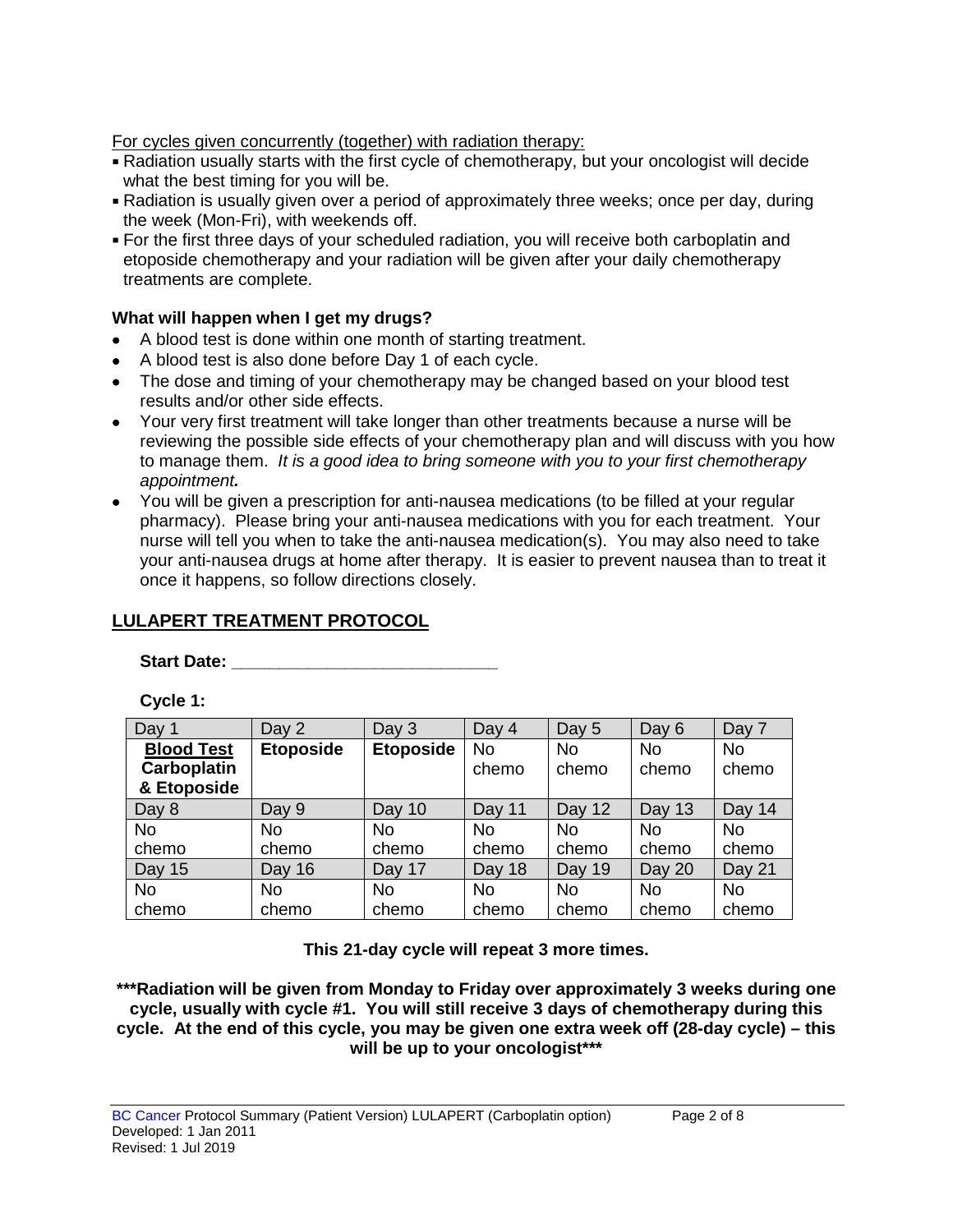For cycles given concurrently (together) with radiation therapy:

- Radiation usually starts with the first cycle of chemotherapy, but your oncologist will decide what the best timing for you will be.
- Radiation is usually given over a period of approximately three weeks; once per day, during the week (Mon-Fri), with weekends off.
- For the first three days of your scheduled radiation, you will receive both carboplatin and etoposide chemotherapy and your radiation will be given after your daily chemotherapy treatments are complete.

### What will happen when I get my drugs?

- A blood test is done within one month of starting treatment.
- A blood test is also done before Day 1 of each cycle.
- The dose and timing of your chemotherapy may be changed based on your blood test results and/or other side effects.
- Your very first treatment will take longer than other treatments because a nurse will be reviewing the possible side effects of your chemotherapy plan and will discuss with you how to manage them. *It is a good idea to bring someone with you to your first chemotherapy appointment.*
- You will be given a prescription for anti-nausea medications (to be filled at your regular pharmacy). Please bring your anti-nausea medications with you for each treatment. Your nurse will tell you when to take the anti-nausea medication(s). You may also need to take your anti-nausea drugs at home after therapy. It is easier to prevent nausea than to treat it once it happens, so follow directions closely.

## LULAPERT TREATMENT PROTOCOL

**Start Date: ____________________________**

**Cycle 1:**

| Day 1 | Day 2 | Day 3 | Day 4 | Day 5 | Day 6 | Day 7 |
|---|---|---|---|---|---|---|
| **Blood Test Carboplatin & Etoposide** | **Etoposide** | **Etoposide** | No chemo | No chemo | No chemo | No chemo |
| Day 8 | Day 9 | Day 10 | Day 11 | Day 12 | Day 13 | Day 14 |
| No chemo | No chemo | No chemo | No chemo | No chemo | No chemo | No chemo |
| Day 15 | Day 16 | Day 17 | Day 18 | Day 19 | Day 20 | Day 21 |
| No chemo | No chemo | No chemo | No chemo | No chemo | No chemo | No chemo |

**This 21-day cycle will repeat 3 more times.**

**\*\*\*Radiation will be given from Monday to Friday over approximately 3 weeks during one cycle, usually with cycle #1. You will still receive 3 days of chemotherapy during this cycle. At the end of this cycle, you may be given one extra week off (28-day cycle) – this will be up to your oncologist\*\*\***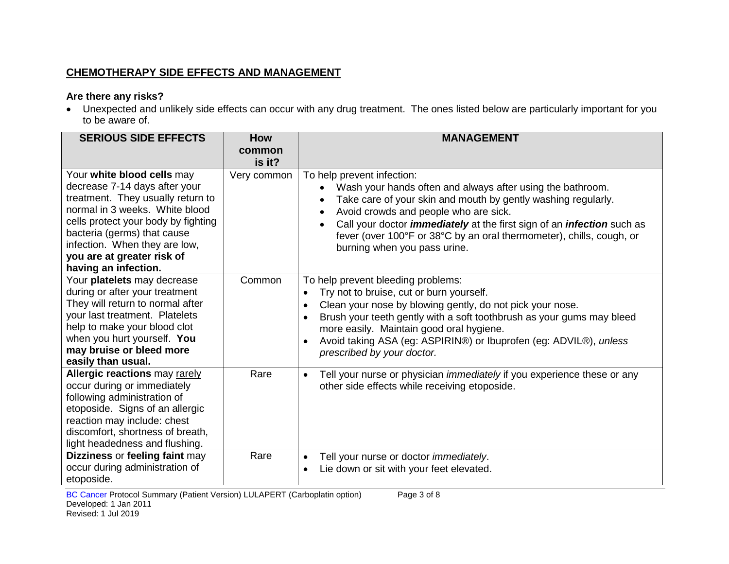## CHEMOTHERAPY SIDE EFFECTS AND MANAGEMENT

**Are there any risks?**

- Unexpected and unlikely side effects can occur with any drug treatment. The ones listed below are particularly important for you to be aware of.

| SERIOUS SIDE EFFECTS | How common is it? | MANAGEMENT |
|---|---|---|
| Your **white blood cells** may decrease 7-14 days after your treatment. They usually return to normal in 3 weeks. White blood cells protect your body by fighting bacteria (germs) that cause infection. When they are low, **you are at greater risk of having an infection.** | Very common | To help prevent infection:<br>• Wash your hands often and always after using the bathroom.<br>• Take care of your skin and mouth by gently washing regularly.<br>• Avoid crowds and people who are sick.<br>• Call your doctor ***immediately*** at the first sign of an ***infection*** such as fever (over 100°F or 38°C by an oral thermometer), chills, cough, or burning when you pass urine. |
| Your **platelets** may decrease during or after your treatment They will return to normal after your last treatment. Platelets help to make your blood clot when you hurt yourself. **You may bruise or bleed more easily than usual.** | Common | To help prevent bleeding problems:<br>• Try not to bruise, cut or burn yourself.<br>• Clean your nose by blowing gently, do not pick your nose.<br>• Brush your teeth gently with a soft toothbrush as your gums may bleed more easily. Maintain good oral hygiene.<br>• Avoid taking ASA (eg: ASPIRIN®) or Ibuprofen (eg: ADVIL®), *unless prescribed by your doctor.* |
| **Allergic reactions** may rarely occur during or immediately following administration of etoposide. Signs of an allergic reaction may include: chest discomfort, shortness of breath, light headedness and flushing. | Rare | • Tell your nurse or physician *immediately* if you experience these or any other side effects while receiving etoposide. |
| **Dizziness** or **feeling faint** may occur during administration of etoposide. | Rare | • Tell your nurse or doctor *immediately*.<br>• Lie down or sit with your feet elevated. |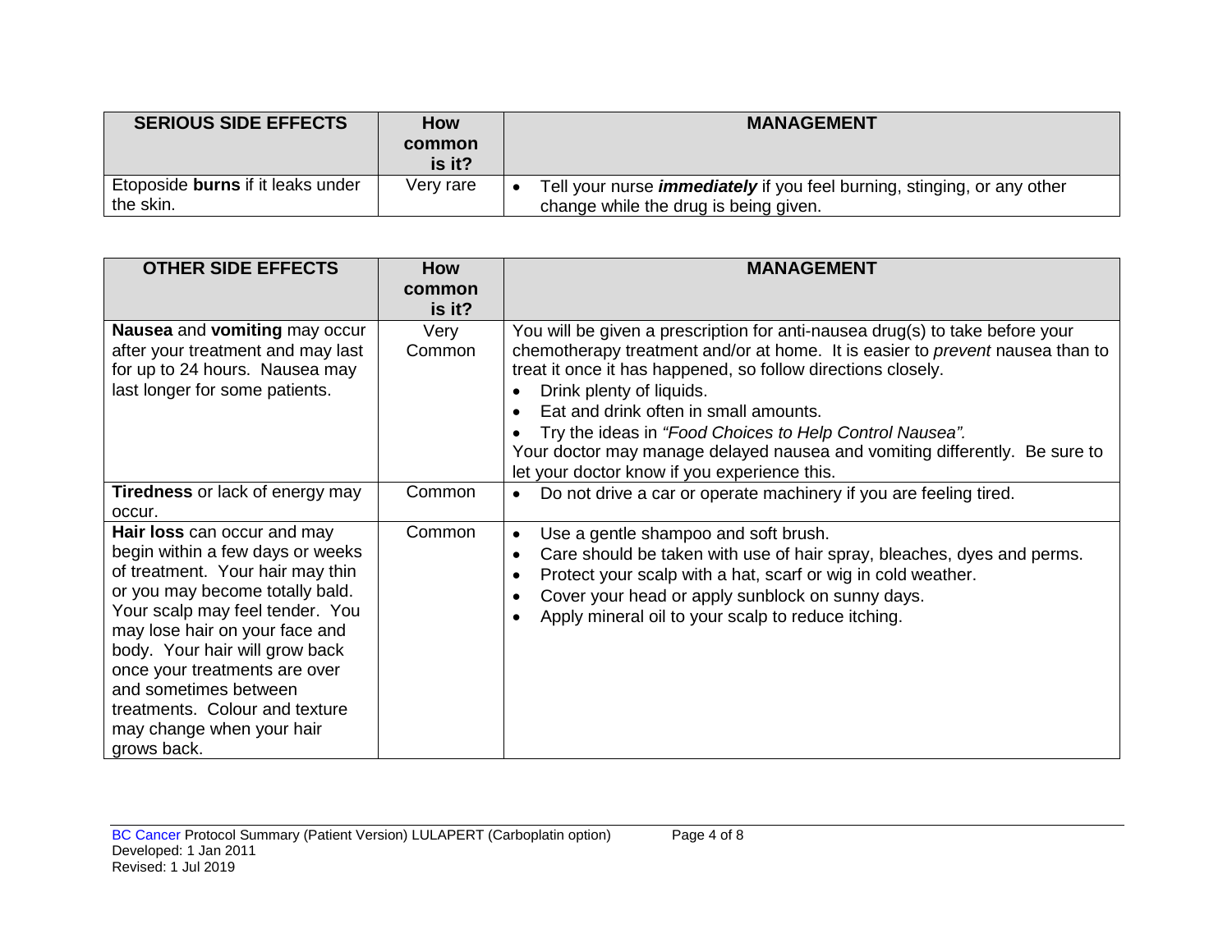| SERIOUS SIDE EFFECTS | How common is it? | MANAGEMENT |
| --- | --- | --- |
| Etoposide **burns** if it leaks under the skin. | Very rare | • Tell your nurse ***immediately*** if you feel burning, stinging, or any other change while the drug is being given. |

| OTHER SIDE EFFECTS | How common is it? | MANAGEMENT |
| --- | --- | --- |
| **Nausea** and **vomiting** may occur after your treatment and may last for up to 24 hours. Nausea may last longer for some patients. | Very Common | You will be given a prescription for anti-nausea drug(s) to take before your chemotherapy treatment and/or at home. It is easier to *prevent* nausea than to treat it once it has happened, so follow directions closely.<br>• Drink plenty of liquids.<br>• Eat and drink often in small amounts.<br>• Try the ideas in *"Food Choices to Help Control Nausea".*<br>Your doctor may manage delayed nausea and vomiting differently. Be sure to let your doctor know if you experience this. |
| **Tiredness** or lack of energy may occur. | Common | • Do not drive a car or operate machinery if you are feeling tired. |
| **Hair loss** can occur and may begin within a few days or weeks of treatment. Your hair may thin or you may become totally bald. Your scalp may feel tender. You may lose hair on your face and body. Your hair will grow back once your treatments are over and sometimes between treatments. Colour and texture may change when your hair grows back. | Common | • Use a gentle shampoo and soft brush.<br>• Care should be taken with use of hair spray, bleaches, dyes and perms.<br>• Protect your scalp with a hat, scarf or wig in cold weather.<br>• Cover your head or apply sunblock on sunny days.<br>• Apply mineral oil to your scalp to reduce itching. |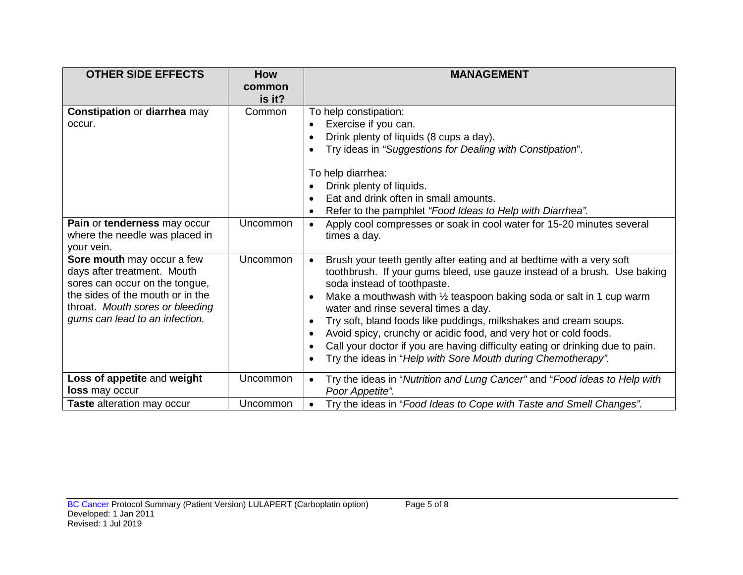| OTHER SIDE EFFECTS | How common is it? | MANAGEMENT |
|---|---|---|
| **Constipation** or **diarrhea** may occur. | Common | To help constipation:<br>• Exercise if you can.<br>• Drink plenty of liquids (8 cups a day).<br>• Try ideas in *"Suggestions for Dealing with Constipation*".<br><br>To help diarrhea:<br>• Drink plenty of liquids.<br>• Eat and drink often in small amounts.<br>• Refer to the pamphlet *"Food Ideas to Help with Diarrhea".* |
| **Pain** or **tenderness** may occur where the needle was placed in your vein. | Uncommon | • Apply cool compresses or soak in cool water for 15-20 minutes several times a day. |
| **Sore mouth** may occur a few days after treatment. Mouth sores can occur on the tongue, the sides of the mouth or in the throat. *Mouth sores or bleeding gums can lead to an infection.* | Uncommon | • Brush your teeth gently after eating and at bedtime with a very soft toothbrush. If your gums bleed, use gauze instead of a brush. Use baking soda instead of toothpaste.<br>• Make a mouthwash with ½ teaspoon baking soda or salt in 1 cup warm water and rinse several times a day.<br>• Try soft, bland foods like puddings, milkshakes and cream soups.<br>• Avoid spicy, crunchy or acidic food, and very hot or cold foods.<br>• Call your doctor if you are having difficulty eating or drinking due to pain.<br>• Try the ideas in "*Help with Sore Mouth during Chemotherapy".* |
| **Loss of appetite** and **weight loss** may occur | Uncommon | • Try the ideas in "*Nutrition and Lung Cancer"* and "*Food ideas to Help with Poor Appetite".* |
| **Taste** alteration may occur | Uncommon | • Try the ideas in "*Food Ideas to Cope with Taste and Smell Changes".* |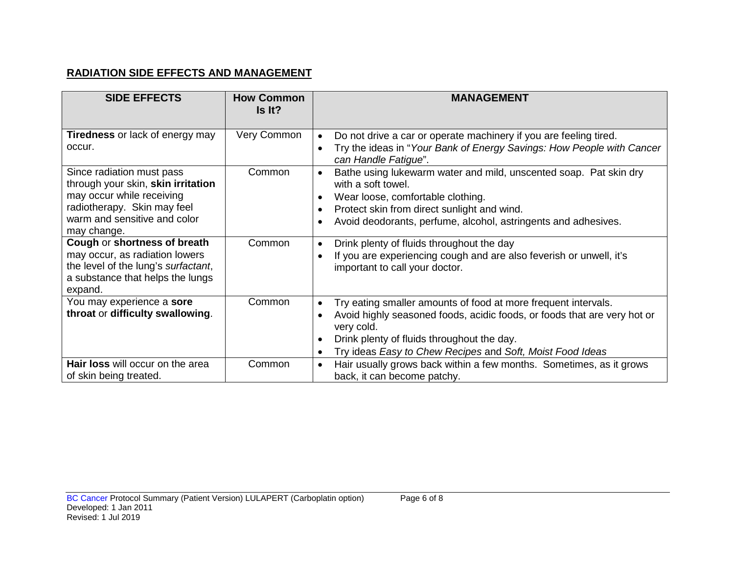## RADIATION SIDE EFFECTS AND MANAGEMENT

| SIDE EFFECTS | How Common Is It? | MANAGEMENT |
|---|---|---|
| **Tiredness** or lack of energy may occur. | Very Common | • Do not drive a car or operate machinery if you are feeling tired.<br>• Try the ideas in "*Your Bank of Energy Savings: How People with Cancer can Handle Fatigue*". |
| Since radiation must pass through your skin, **skin irritation** may occur while receiving radiotherapy. Skin may feel warm and sensitive and color may change. | Common | • Bathe using lukewarm water and mild, unscented soap. Pat skin dry with a soft towel.<br>• Wear loose, comfortable clothing.<br>• Protect skin from direct sunlight and wind.<br>• Avoid deodorants, perfume, alcohol, astringents and adhesives. |
| **Cough** or **shortness of breath** may occur, as radiation lowers the level of the lung's *surfactant*, a substance that helps the lungs expand. | Common | • Drink plenty of fluids throughout the day<br>• If you are experiencing cough and are also feverish or unwell, it's important to call your doctor. |
| You may experience a **sore throat** or **difficulty swallowing**. | Common | • Try eating smaller amounts of food at more frequent intervals.<br>• Avoid highly seasoned foods, acidic foods, or foods that are very hot or very cold.<br>• Drink plenty of fluids throughout the day.<br>• Try ideas *Easy to Chew Recipes* and *Soft, Moist Food Ideas* |
| **Hair loss** will occur on the area of skin being treated. | Common | • Hair usually grows back within a few months. Sometimes, as it grows back, it can become patchy. |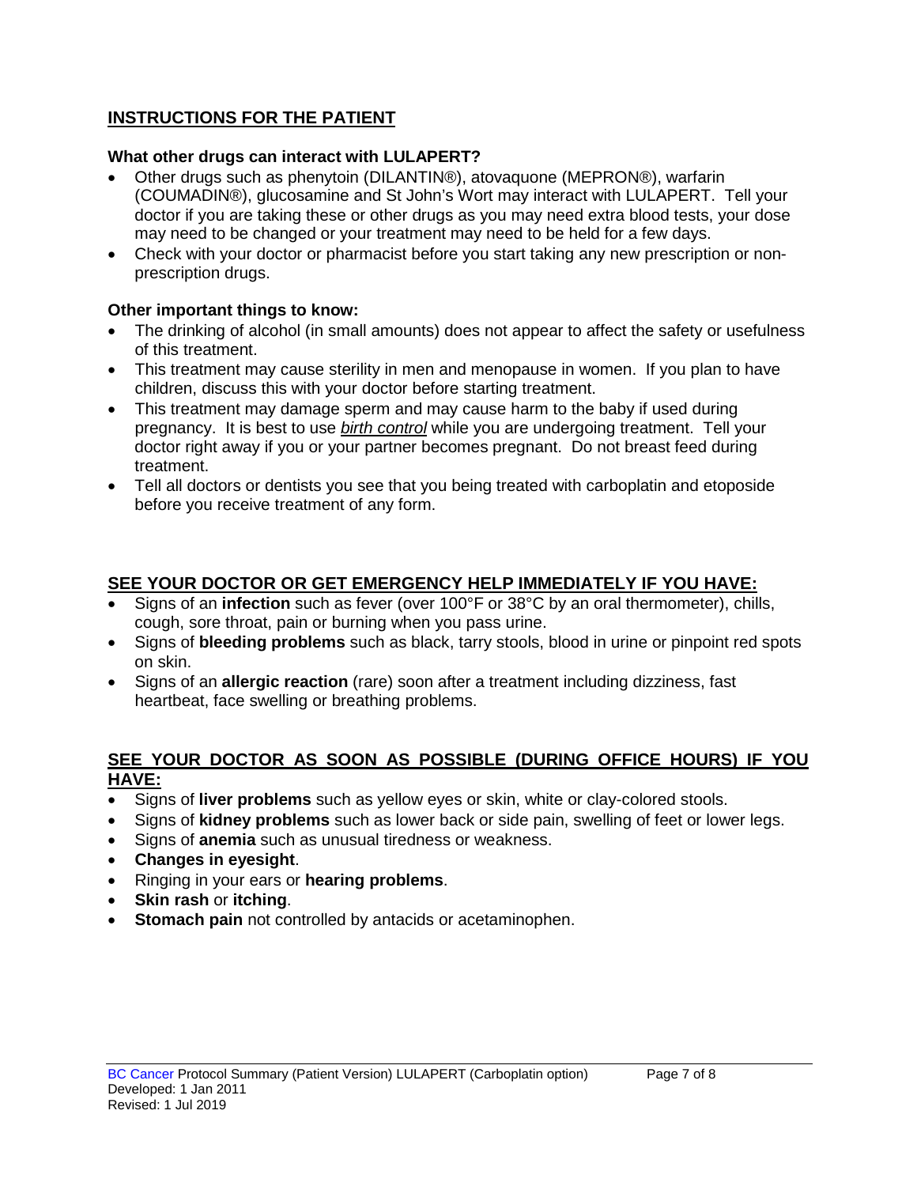## INSTRUCTIONS FOR THE PATIENT

### What other drugs can interact with LULAPERT?

- Other drugs such as phenytoin (DILANTIN®), atovaquone (MEPRON®), warfarin (COUMADIN®), glucosamine and St John's Wort may interact with LULAPERT. Tell your doctor if you are taking these or other drugs as you may need extra blood tests, your dose may need to be changed or your treatment may need to be held for a few days.
- Check with your doctor or pharmacist before you start taking any new prescription or non-prescription drugs.

### Other important things to know:

- The drinking of alcohol (in small amounts) does not appear to affect the safety or usefulness of this treatment.
- This treatment may cause sterility in men and menopause in women. If you plan to have children, discuss this with your doctor before starting treatment.
- This treatment may damage sperm and may cause harm to the baby if used during pregnancy. It is best to use *birth control* while you are undergoing treatment. Tell your doctor right away if you or your partner becomes pregnant. Do not breast feed during treatment.
- Tell all doctors or dentists you see that you being treated with carboplatin and etoposide before you receive treatment of any form.

## SEE YOUR DOCTOR OR GET EMERGENCY HELP IMMEDIATELY IF YOU HAVE:

- Signs of an **infection** such as fever (over 100°F or 38°C by an oral thermometer), chills, cough, sore throat, pain or burning when you pass urine.
- Signs of **bleeding problems** such as black, tarry stools, blood in urine or pinpoint red spots on skin.
- Signs of an **allergic reaction** (rare) soon after a treatment including dizziness, fast heartbeat, face swelling or breathing problems.

## SEE YOUR DOCTOR AS SOON AS POSSIBLE (DURING OFFICE HOURS) IF YOU HAVE:

- Signs of **liver problems** such as yellow eyes or skin, white or clay-colored stools.
- Signs of **kidney problems** such as lower back or side pain, swelling of feet or lower legs.
- Signs of **anemia** such as unusual tiredness or weakness.
- **Changes in eyesight**.
- Ringing in your ears or **hearing problems**.
- **Skin rash** or **itching**.
- **Stomach pain** not controlled by antacids or acetaminophen.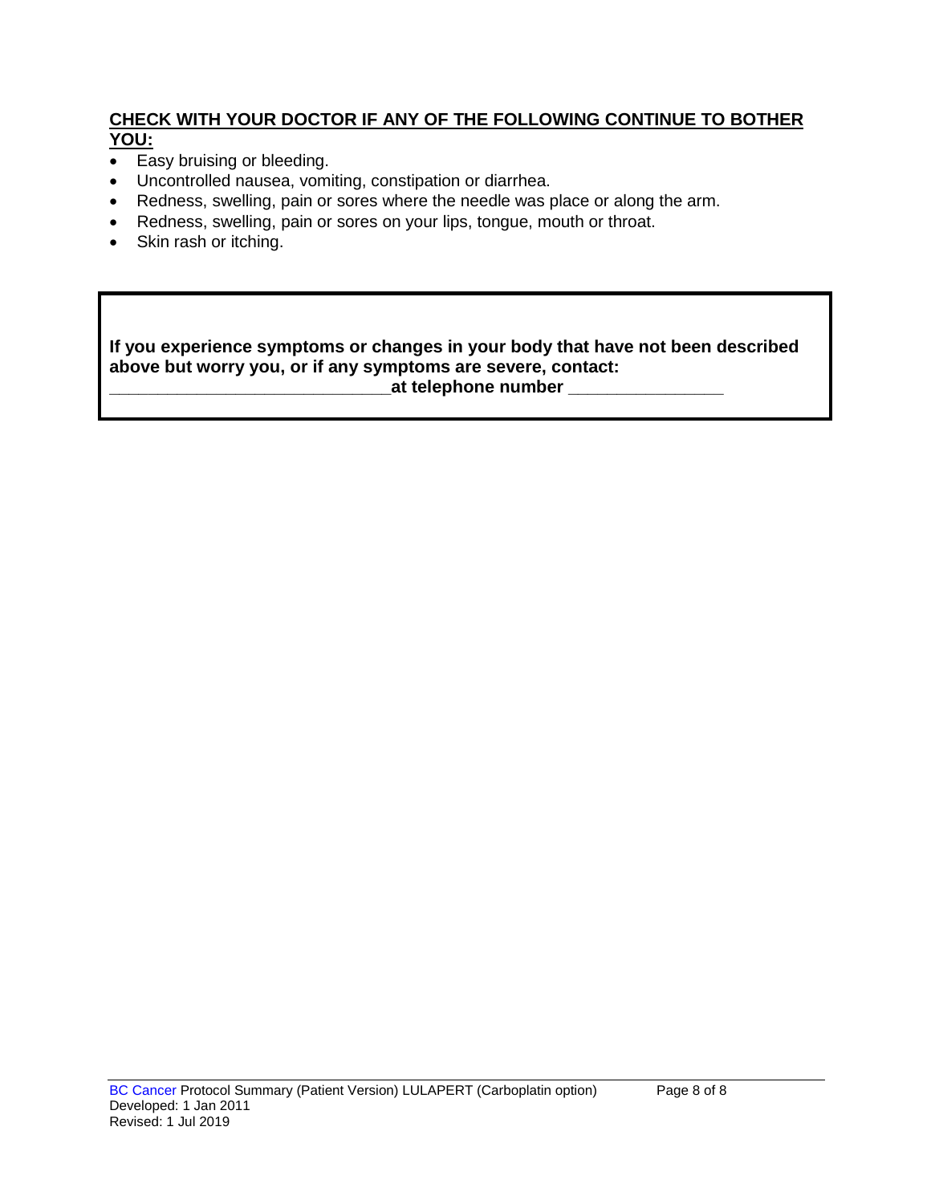**CHECK WITH YOUR DOCTOR IF ANY OF THE FOLLOWING CONTINUE TO BOTHER YOU:**

- Easy bruising or bleeding.
- Uncontrolled nausea, vomiting, constipation or diarrhea.
- Redness, swelling, pain or sores where the needle was place or along the arm.
- Redness, swelling, pain or sores on your lips, tongue, mouth or throat.
- Skin rash or itching.

**If you experience symptoms or changes in your body that have not been described above but worry you, or if any symptoms are severe, contact:**
**_____________________________at telephone number ________________**